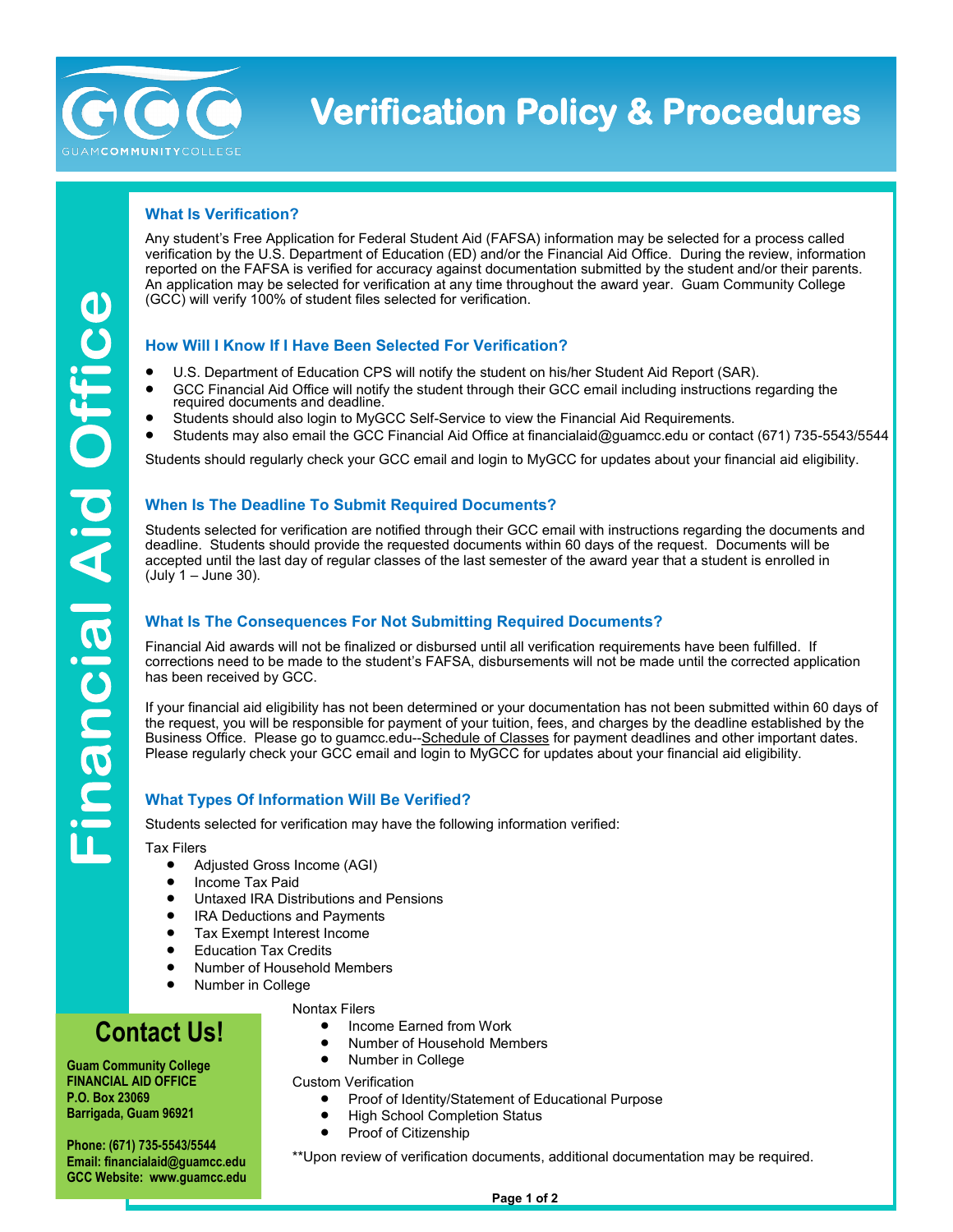# Verification Policy & Procedures

**Financial Aid Office**

## What Is Verification?

Any student's Free Application for Federal Student Aid (FAFSA) information may be selected for a process called verification by the U.S. Department of Education (ED) and/or the Financial Aid Office. During the review, information reported on the FAFSA is verified for accuracy against documentation submitted by the student and/or their parents. An application may be selected for verification at any time throughout the award year. Guam Community College (GCC) will verify 100% of student files selected for verification.

## How Will I Know If I Have Been Selected For Verification?

- U.S. Department of Education CPS will notify the student on his/her Student Aid Report (SAR).
- GCC Financial Aid Office will notify the student through their GCC email including instructions regarding the required documents and deadline.
- Students should also login to MyGCC Self-Service to view the Financial Aid Requirements.
- Students may also email the GCC Financial Aid Office at financialaid@guamcc.edu or contact (671) 735-5543/5544

Students should regularly check your GCC email and login to MyGCC for updates about your financial aid eligibility.

## When Is The Deadline To Submit Required Documents?

Students selected for verification are notified through their GCC email with instructions regarding the documents and deadline. Students should provide the requested documents within 60 days of the request. Documents will be accepted until the last day of regular classes of the last semester of the award year that a student is enrolled in (July 1 – June 30).

## What Is The Consequences For Not Submitting Required Documents?

Financial Aid awards will not be finalized or disbursed until all verification requirements have been fulfilled. If corrections need to be made to the student's FAFSA, disbursements will not be made until the corrected application has been received by GCC.

If your financial aid eligibility has not been determined or your documentation has not been submitted within 60 days of the request, you will be responsible for payment of your tuition, fees, and charges by the deadline established by the Business Office. Please go to guamcc.edu--Schedule of Classes for payment deadlines and other important dates. Please regularly check your GCC email and login to MyGCC for updates about your financial aid eligibility.

## What Types Of Information Will Be Verified?

Students selected for verification may have the following information verified:

Tax Filers

- Adjusted Gross Income (AGI)
- Income Tax Paid
- Untaxed IRA Distributions and Pensions
- IRA Deductions and Payments
- Tax Exempt Interest Income
- Education Tax Credits
- Number of Household Members
- Number in College

Nontax Filers

- Income Earned from Work
- Number of Household Members
- Number in College

Custom Verification

- Proof of Identity/Statement of Educational Purpose
- High School Completion Status
- Proof of Citizenship

**Upon review of verification documents, additional documentation may be required.

## Contact Us!

**Guam Community College**
**FINANCIAL AID OFFICE**
**P.O. Box 23069**
**Barrigada, Guam 96921**

**Phone: (671) 735-5543/5544**
**Email: financialaid@guamcc.edu**
**GCC Website: www.guamcc.edu**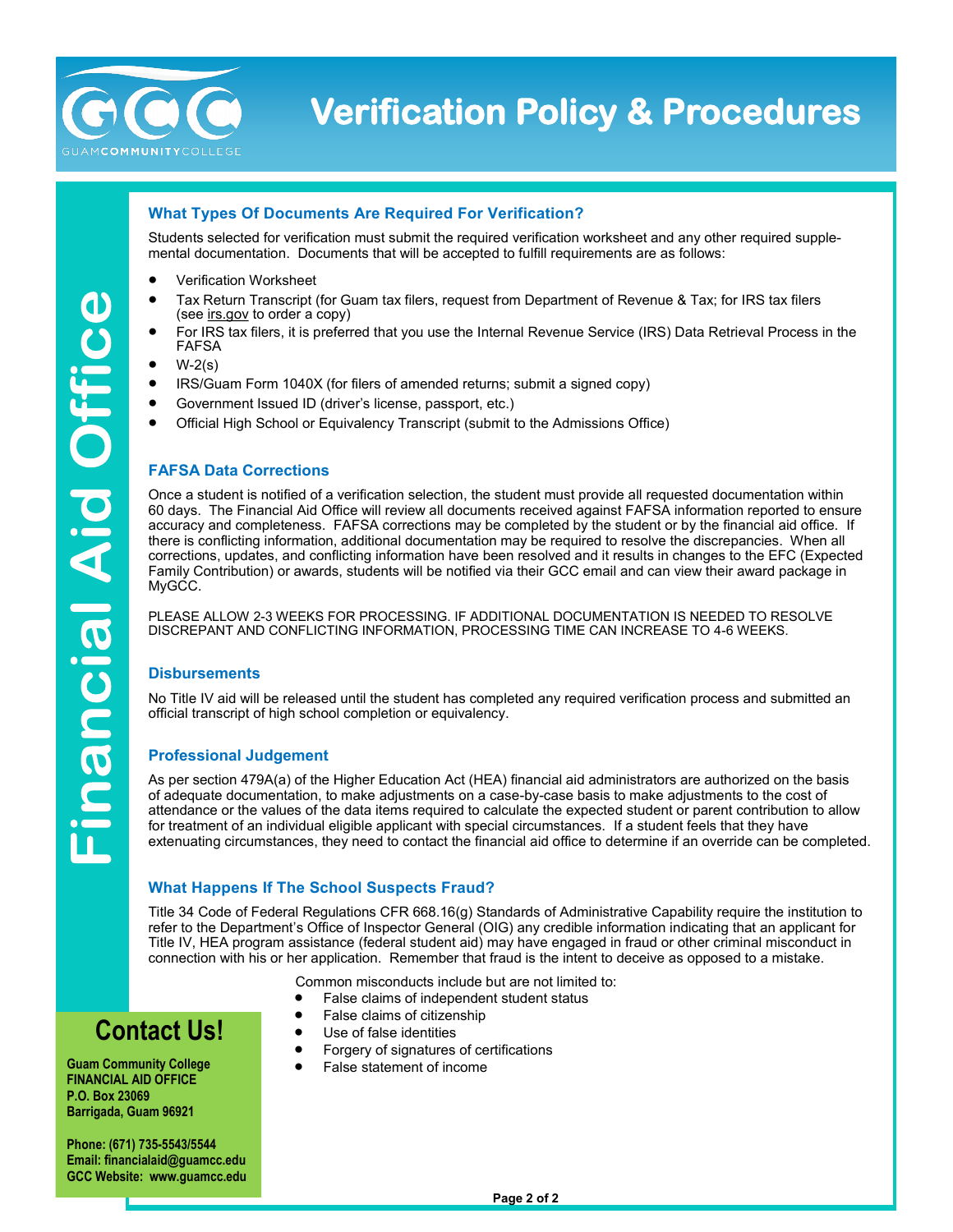# Verification Policy & Procedures

## Financial Aid Office

### What Types Of Documents Are Required For Verification?

Students selected for verification must submit the required verification worksheet and any other required supplemental documentation. Documents that will be accepted to fulfill requirements are as follows:

- Verification Worksheet
- Tax Return Transcript (for Guam tax filers, request from Department of Revenue & Tax; for IRS tax filers (see irs.gov to order a copy)
- For IRS tax filers, it is preferred that you use the Internal Revenue Service (IRS) Data Retrieval Process in the FAFSA
- W-2(s)
- IRS/Guam Form 1040X (for filers of amended returns; submit a signed copy)
- Government Issued ID (driver's license, passport, etc.)
- Official High School or Equivalency Transcript (submit to the Admissions Office)

### FAFSA Data Corrections

Once a student is notified of a verification selection, the student must provide all requested documentation within 60 days. The Financial Aid Office will review all documents received against FAFSA information reported to ensure accuracy and completeness. FAFSA corrections may be completed by the student or by the financial aid office. If there is conflicting information, additional documentation may be required to resolve the discrepancies. When all corrections, updates, and conflicting information have been resolved and it results in changes to the EFC (Expected Family Contribution) or awards, students will be notified via their GCC email and can view their award package in MyGCC.

PLEASE ALLOW 2-3 WEEKS FOR PROCESSING. IF ADDITIONAL DOCUMENTATION IS NEEDED TO RESOLVE DISCREPANT AND CONFLICTING INFORMATION, PROCESSING TIME CAN INCREASE TO 4-6 WEEKS.

### Disbursements

No Title IV aid will be released until the student has completed any required verification process and submitted an official transcript of high school completion or equivalency.

### Professional Judgement

As per section 479A(a) of the Higher Education Act (HEA) financial aid administrators are authorized on the basis of adequate documentation, to make adjustments on a case-by-case basis to make adjustments to the cost of attendance or the values of the data items required to calculate the expected student or parent contribution to allow for treatment of an individual eligible applicant with special circumstances. If a student feels that they have extenuating circumstances, they need to contact the financial aid office to determine if an override can be completed.

### What Happens If The School Suspects Fraud?

Title 34 Code of Federal Regulations CFR 668.16(g) Standards of Administrative Capability require the institution to refer to the Department's Office of Inspector General (OIG) any credible information indicating that an applicant for Title IV, HEA program assistance (federal student aid) may have engaged in fraud or other criminal misconduct in connection with his or her application. Remember that fraud is the intent to deceive as opposed to a mistake.

Common misconducts include but are not limited to:

- False claims of independent student status
- False claims of citizenship
- Use of false identities
- Forgery of signatures of certifications
- False statement of income

## Contact Us!

**Guam Community College**
**FINANCIAL AID OFFICE**
**P.O. Box 23069**
**Barrigada, Guam 96921**

**Phone: (671) 735-5543/5544**
**Email: financialaid@guamcc.edu**
**GCC Website: www.guamcc.edu**